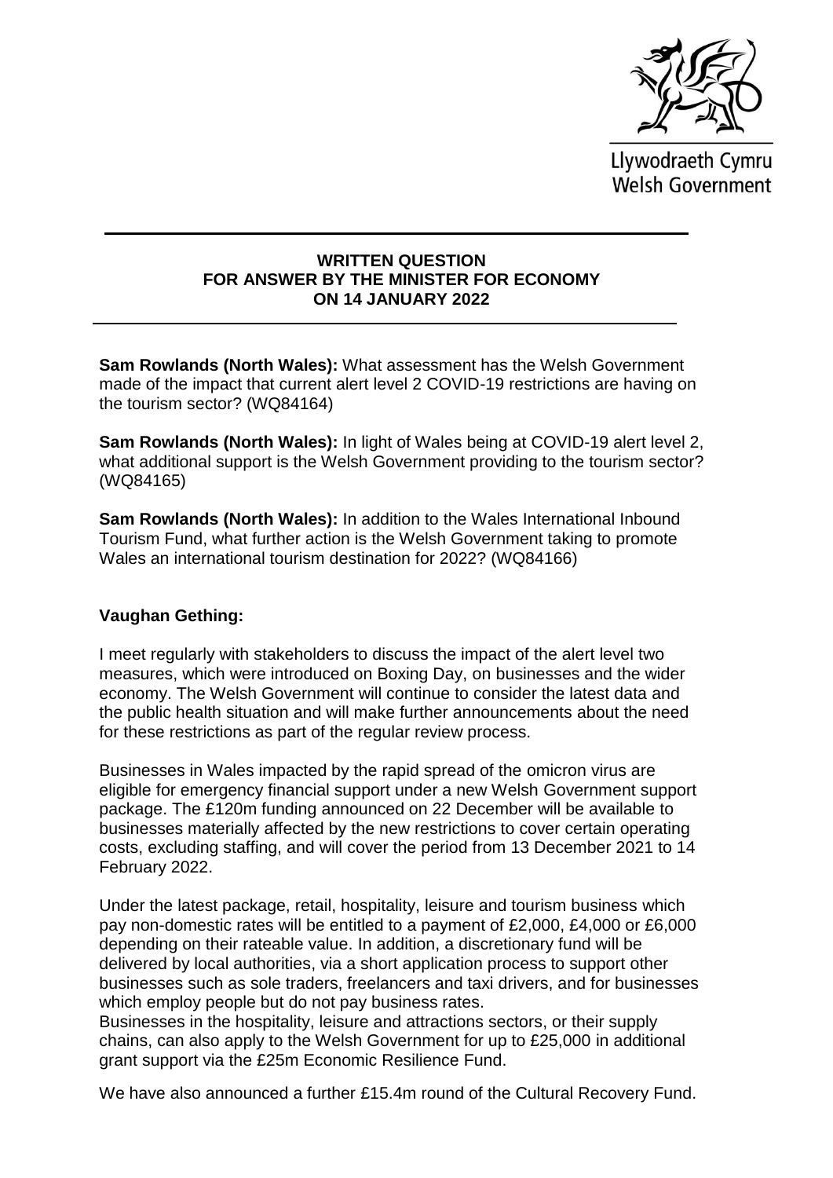Llywodraeth Cymru
Welsh Government

---

**WRITTEN QUESTION**
**FOR ANSWER BY THE MINISTER FOR ECONOMY**
**ON 14 JANUARY 2022**

---

**Sam Rowlands (North Wales):** What assessment has the Welsh Government made of the impact that current alert level 2 COVID-19 restrictions are having on the tourism sector? (WQ84164)

**Sam Rowlands (North Wales):** In light of Wales being at COVID-19 alert level 2, what additional support is the Welsh Government providing to the tourism sector? (WQ84165)

**Sam Rowlands (North Wales):** In addition to the Wales International Inbound Tourism Fund, what further action is the Welsh Government taking to promote Wales an international tourism destination for 2022? (WQ84166)

**Vaughan Gething:**

I meet regularly with stakeholders to discuss the impact of the alert level two measures, which were introduced on Boxing Day, on businesses and the wider economy. The Welsh Government will continue to consider the latest data and the public health situation and will make further announcements about the need for these restrictions as part of the regular review process.

Businesses in Wales impacted by the rapid spread of the omicron virus are eligible for emergency financial support under a new Welsh Government support package. The £120m funding announced on 22 December will be available to businesses materially affected by the new restrictions to cover certain operating costs, excluding staffing, and will cover the period from 13 December 2021 to 14 February 2022.

Under the latest package, retail, hospitality, leisure and tourism business which pay non-domestic rates will be entitled to a payment of £2,000, £4,000 or £6,000 depending on their rateable value. In addition, a discretionary fund will be delivered by local authorities, via a short application process to support other businesses such as sole traders, freelancers and taxi drivers, and for businesses which employ people but do not pay business rates.
Businesses in the hospitality, leisure and attractions sectors, or their supply chains, can also apply to the Welsh Government for up to £25,000 in additional grant support via the £25m Economic Resilience Fund.

We have also announced a further £15.4m round of the Cultural Recovery Fund.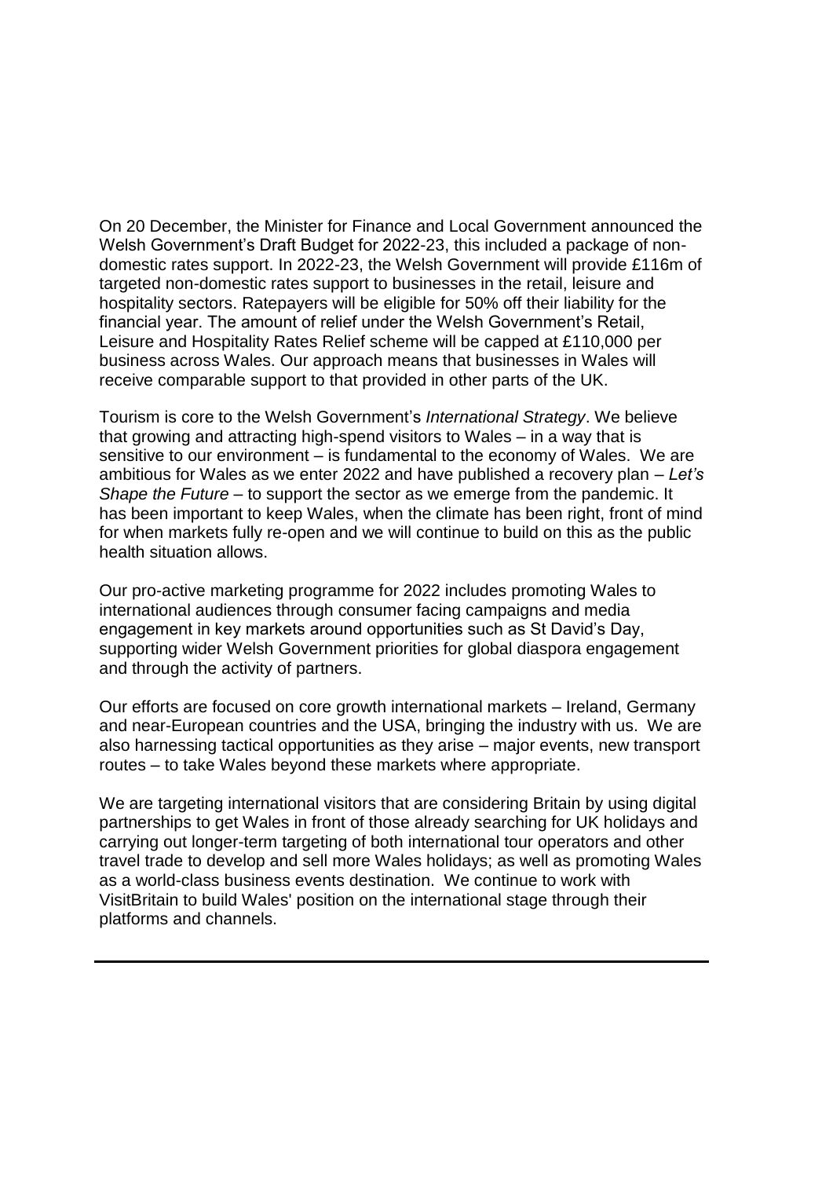On 20 December, the Minister for Finance and Local Government announced the Welsh Government's Draft Budget for 2022-23, this included a package of non-domestic rates support. In 2022-23, the Welsh Government will provide £116m of targeted non-domestic rates support to businesses in the retail, leisure and hospitality sectors. Ratepayers will be eligible for 50% off their liability for the financial year. The amount of relief under the Welsh Government's Retail, Leisure and Hospitality Rates Relief scheme will be capped at £110,000 per business across Wales. Our approach means that businesses in Wales will receive comparable support to that provided in other parts of the UK.

Tourism is core to the Welsh Government's *International Strategy*. We believe that growing and attracting high-spend visitors to Wales – in a way that is sensitive to our environment – is fundamental to the economy of Wales. We are ambitious for Wales as we enter 2022 and have published a recovery plan – *Let's Shape the Future* – to support the sector as we emerge from the pandemic. It has been important to keep Wales, when the climate has been right, front of mind for when markets fully re-open and we will continue to build on this as the public health situation allows.

Our pro-active marketing programme for 2022 includes promoting Wales to international audiences through consumer facing campaigns and media engagement in key markets around opportunities such as St David's Day, supporting wider Welsh Government priorities for global diaspora engagement and through the activity of partners.

Our efforts are focused on core growth international markets – Ireland, Germany and near-European countries and the USA, bringing the industry with us. We are also harnessing tactical opportunities as they arise – major events, new transport routes – to take Wales beyond these markets where appropriate.

We are targeting international visitors that are considering Britain by using digital partnerships to get Wales in front of those already searching for UK holidays and carrying out longer-term targeting of both international tour operators and other travel trade to develop and sell more Wales holidays; as well as promoting Wales as a world-class business events destination. We continue to work with VisitBritain to build Wales' position on the international stage through their platforms and channels.

---